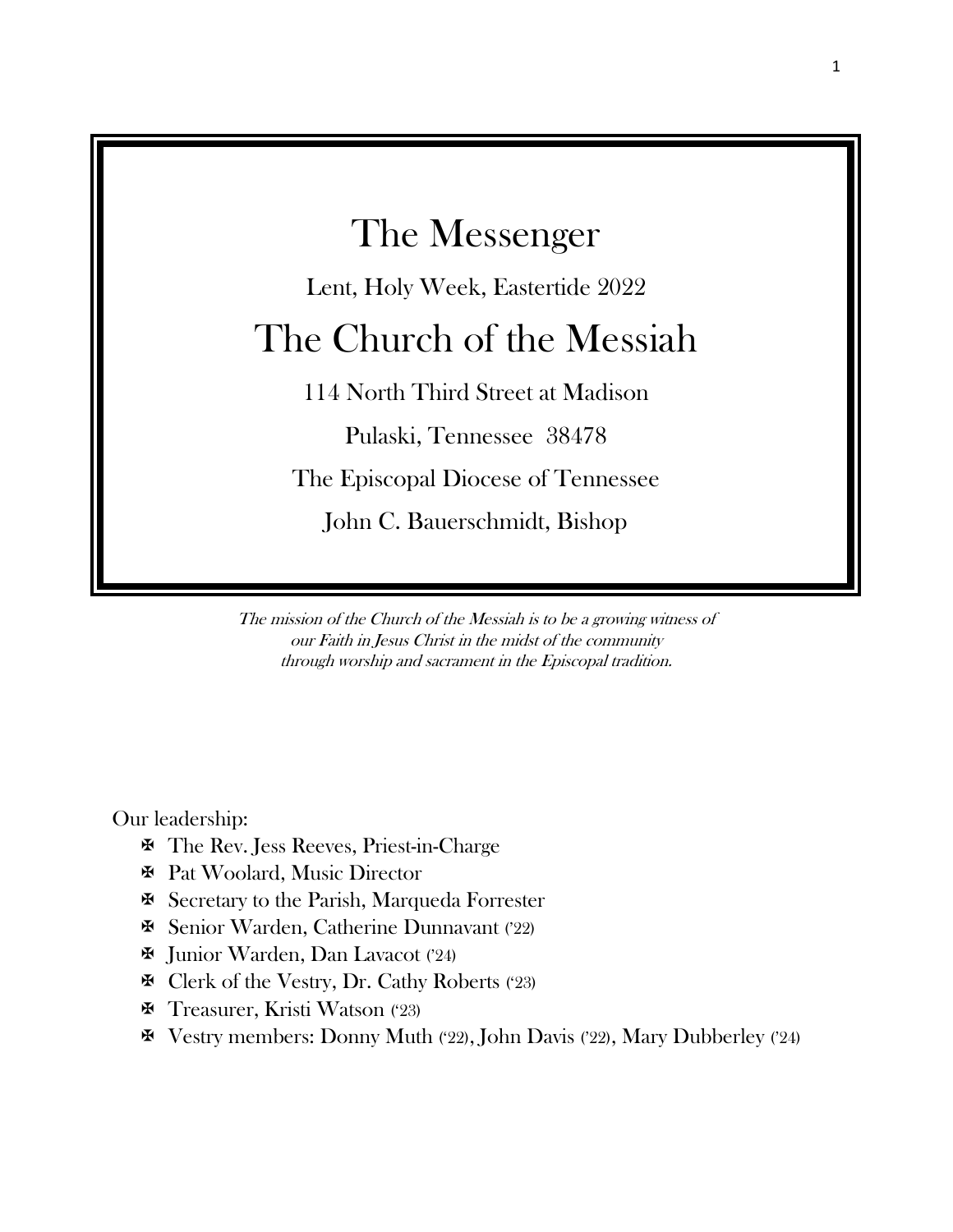# The Messenger

Lent, Holy Week, Eastertide 2022

# The Church of the Messiah

114 North Third Street at Madison

Pulaski, Tennessee 38478

The Episcopal Diocese of Tennessee

John C. Bauerschmidt, Bishop

*The mission of the Church of the Messiah is to be a growing witness of our Faith in Jesus Christ in the midst of the community through worship and sacrament in the Episcopal tradition.*

Our leadership:

- ✠ The Rev. Jess Reeves, Priest-in-Charge
- ✠ Pat Woolard, Music Director
- ✠ Secretary to the Parish, Marqueda Forrester
- ✠ Senior Warden, Catherine Dunnavant ('22)
- ✠ Junior Warden, Dan Lavacot ('24)
- ✠ Clerk of the Vestry, Dr. Cathy Roberts ('23)
- ✠ Treasurer, Kristi Watson ('23)
- ✠ Vestry members: Donny Muth ('22), John Davis ('22), Mary Dubberley ('24)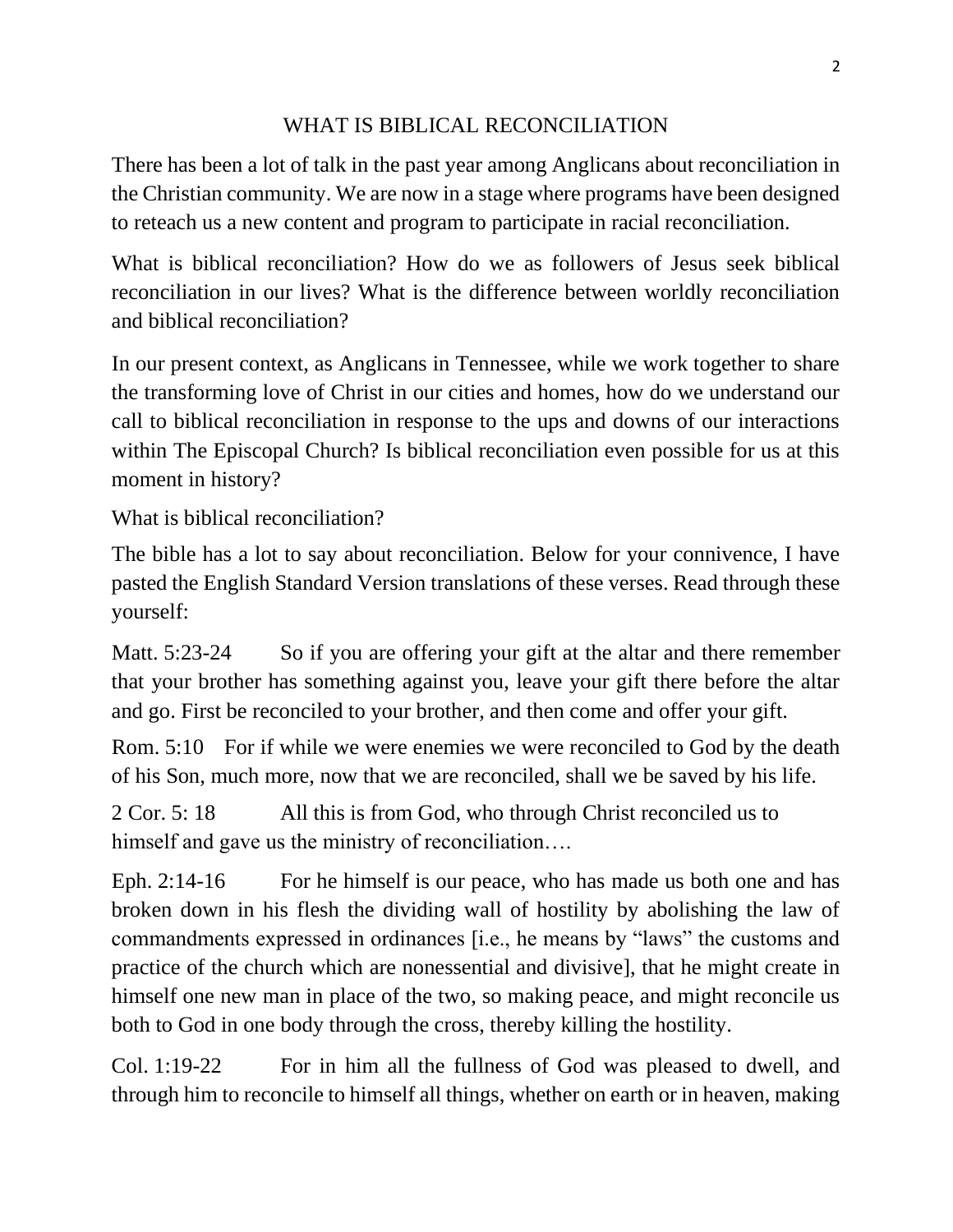# WHAT IS BIBLICAL RECONCILIATION

There has been a lot of talk in the past year among Anglicans about reconciliation in the Christian community. We are now in a stage where programs have been designed to reteach us a new content and program to participate in racial reconciliation.

What is biblical reconciliation? How do we as followers of Jesus seek biblical reconciliation in our lives? What is the difference between worldly reconciliation and biblical reconciliation?

In our present context, as Anglicans in Tennessee, while we work together to share the transforming love of Christ in our cities and homes, how do we understand our call to biblical reconciliation in response to the ups and downs of our interactions within The Episcopal Church? Is biblical reconciliation even possible for us at this moment in history?

What is biblical reconciliation?

The bible has a lot to say about reconciliation. Below for your connivence, I have pasted the English Standard Version translations of these verses. Read through these yourself:

Matt. 5:23-24 So if you are offering your gift at the altar and there remember that your brother has something against you, leave your gift there before the altar and go. First be reconciled to your brother, and then come and offer your gift.

Rom. 5:10 For if while we were enemies we were reconciled to God by the death of his Son, much more, now that we are reconciled, shall we be saved by his life.

2 Cor. 5: 18 All this is from God, who through Christ reconciled us to himself and gave us the ministry of reconciliation….

Eph. 2:14-16 For he himself is our peace, who has made us both one and has broken down in his flesh the dividing wall of hostility by abolishing the law of commandments expressed in ordinances [i.e., he means by "laws" the customs and practice of the church which are nonessential and divisive], that he might create in himself one new man in place of the two, so making peace, and might reconcile us both to God in one body through the cross, thereby killing the hostility.

Col. 1:19-22 For in him all the fullness of God was pleased to dwell, and through him to reconcile to himself all things, whether on earth or in heaven, making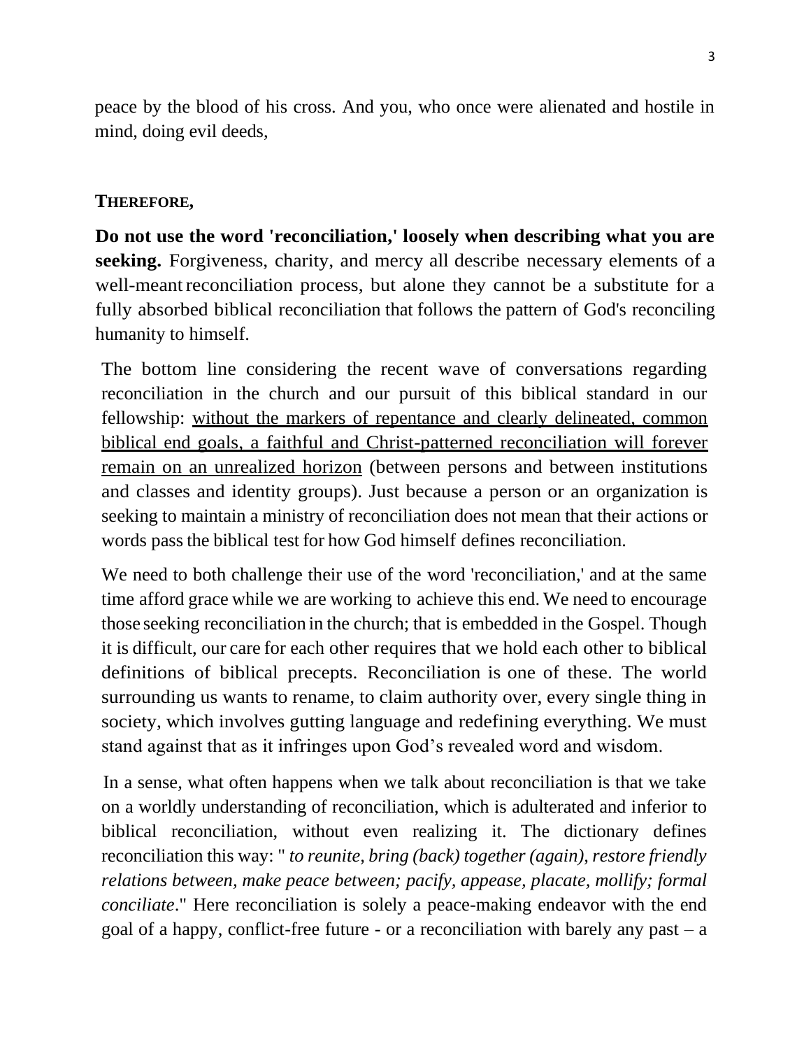peace by the blood of his cross. And you, who once were alienated and hostile in mind, doing evil deeds,

**THEREFORE,**

**Do not use the word 'reconciliation,' loosely when describing what you are seeking.** Forgiveness, charity, and mercy all describe necessary elements of a well-meant reconciliation process, but alone they cannot be a substitute for a fully absorbed biblical reconciliation that follows the pattern of God's reconciling humanity to himself.

The bottom line considering the recent wave of conversations regarding reconciliation in the church and our pursuit of this biblical standard in our fellowship: <u>without the markers of repentance and clearly delineated, common biblical end goals, a faithful and Christ-patterned reconciliation will forever remain on an unrealized horizon</u> (between persons and between institutions and classes and identity groups). Just because a person or an organization is seeking to maintain a ministry of reconciliation does not mean that their actions or words pass the biblical test for how God himself defines reconciliation.

We need to both challenge their use of the word 'reconciliation,' and at the same time afford grace while we are working to achieve this end. We need to encourage those seeking reconciliation in the church; that is embedded in the Gospel. Though it is difficult, our care for each other requires that we hold each other to biblical definitions of biblical precepts. Reconciliation is one of these. The world surrounding us wants to rename, to claim authority over, every single thing in society, which involves gutting language and redefining everything. We must stand against that as it infringes upon God's revealed word and wisdom.

In a sense, what often happens when we talk about reconciliation is that we take on a worldly understanding of reconciliation, which is adulterated and inferior to biblical reconciliation, without even realizing it. The dictionary defines reconciliation this way: " *to reunite, bring (back) together (again), restore friendly relations between, make peace between; pacify, appease, placate, mollify; formal conciliate*." Here reconciliation is solely a peace-making endeavor with the end goal of a happy, conflict-free future - or a reconciliation with barely any past – a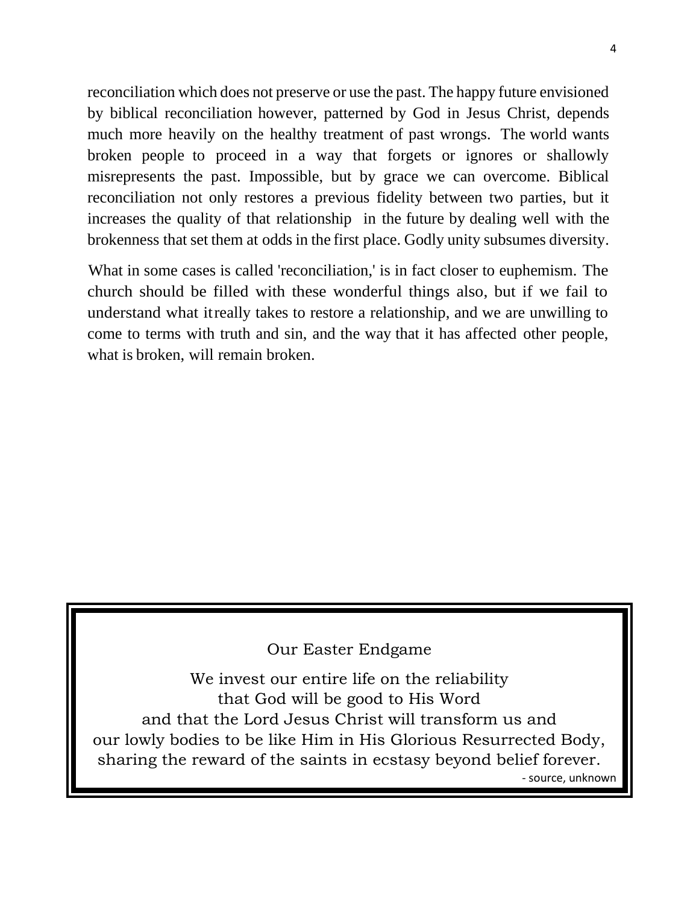reconciliation which does not preserve or use the past. The happy future envisioned by biblical reconciliation however, patterned by God in Jesus Christ, depends much more heavily on the healthy treatment of past wrongs. The world wants broken people to proceed in a way that forgets or ignores or shallowly misrepresents the past. Impossible, but by grace we can overcome. Biblical reconciliation not only restores a previous fidelity between two parties, but it increases the quality of that relationship in the future by dealing well with the brokenness that set them at odds in the first place. Godly unity subsumes diversity.

What in some cases is called 'reconciliation,' is in fact closer to euphemism. The church should be filled with these wonderful things also, but if we fail to understand what itreally takes to restore a relationship, and we are unwilling to come to terms with truth and sin, and the way that it has affected other people, what is broken, will remain broken.

Our Easter Endgame

We invest our entire life on the reliability
that God will be good to His Word
and that the Lord Jesus Christ will transform us and
our lowly bodies to be like Him in His Glorious Resurrected Body,
sharing the reward of the saints in ecstasy beyond belief forever.

- source, unknown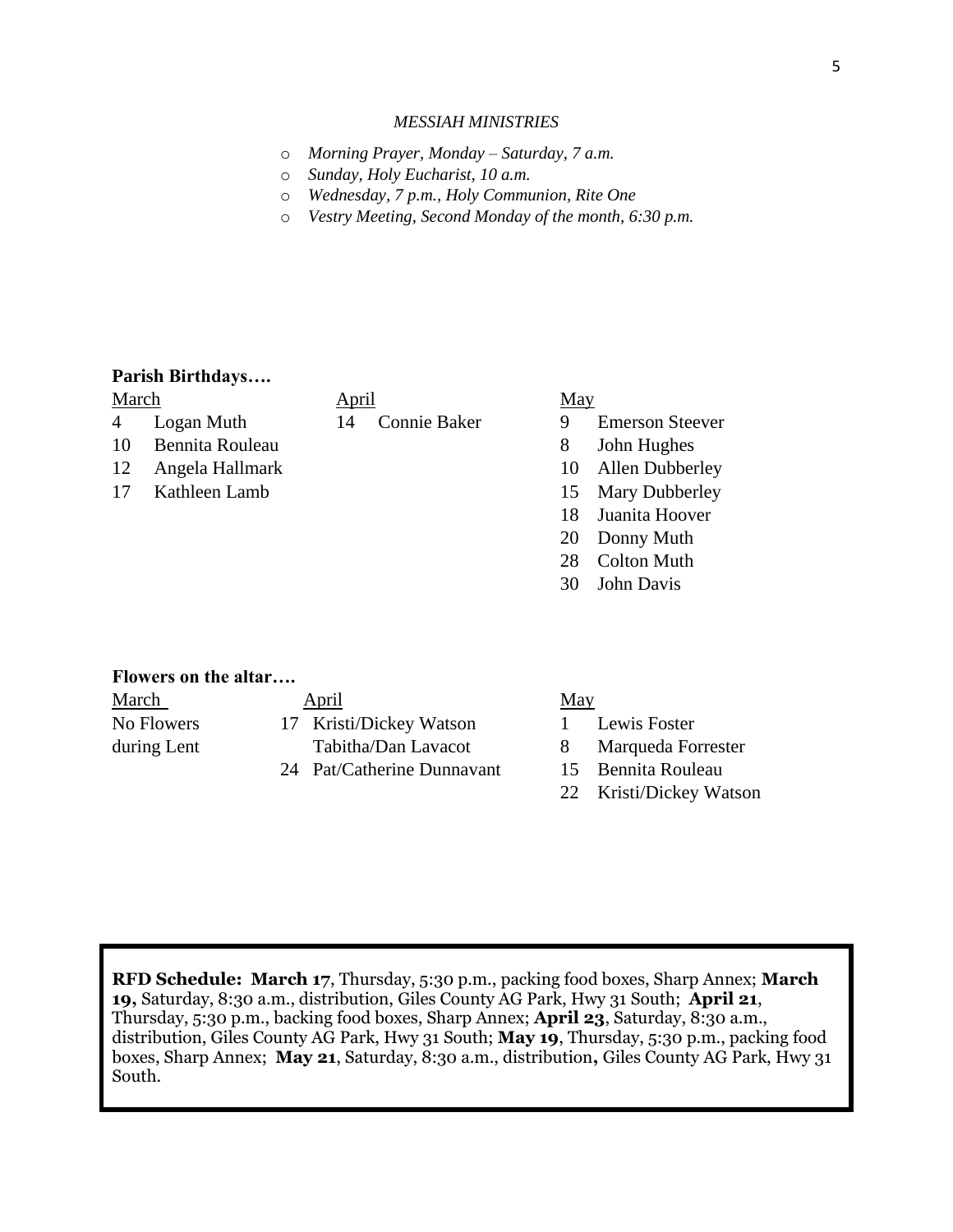*MESSIAH MINISTRIES*

- *Morning Prayer, Monday – Saturday, 7 a.m.*
- *Sunday, Holy Eucharist, 10 a.m.*
- *Wednesday, 7 p.m., Holy Communion, Rite One*
- *Vestry Meeting, Second Monday of the month, 6:30 p.m.*

**Parish Birthdays….**

| March | | April | | May | |
|---|---|---|---|---|---|
| 4 | Logan Muth | 14 | Connie Baker | 9 | Emerson Steever |
| 10 | Bennita Rouleau | | | 8 | John Hughes |
| 12 | Angela Hallmark | | | 10 | Allen Dubberley |
| 17 | Kathleen Lamb | | | 15 | Mary Dubberley |
| | | | | 18 | Juanita Hoover |
| | | | | 20 | Donny Muth |
| | | | | 28 | Colton Muth |
| | | | | 30 | John Davis |

**Flowers on the altar….**

| March | April | | May | |
|---|---|---|---|---|
| No Flowers during Lent | 17 | Kristi/Dickey Watson | 1 | Lewis Foster |
| | | Tabitha/Dan Lavacot | 8 | Marqueda Forrester |
| | 24 | Pat/Catherine Dunnavant | 15 | Bennita Rouleau |
| | | | 22 | Kristi/Dickey Watson |

**RFD Schedule: March 17**, Thursday, 5:30 p.m., packing food boxes, Sharp Annex; **March 19,** Saturday, 8:30 a.m., distribution, Giles County AG Park, Hwy 31 South; **April 21**, Thursday, 5:30 p.m., backing food boxes, Sharp Annex; **April 23**, Saturday, 8:30 a.m., distribution, Giles County AG Park, Hwy 31 South; **May 19**, Thursday, 5:30 p.m., packing food boxes, Sharp Annex; **May 21**, Saturday, 8:30 a.m., distribution**,** Giles County AG Park, Hwy 31 South.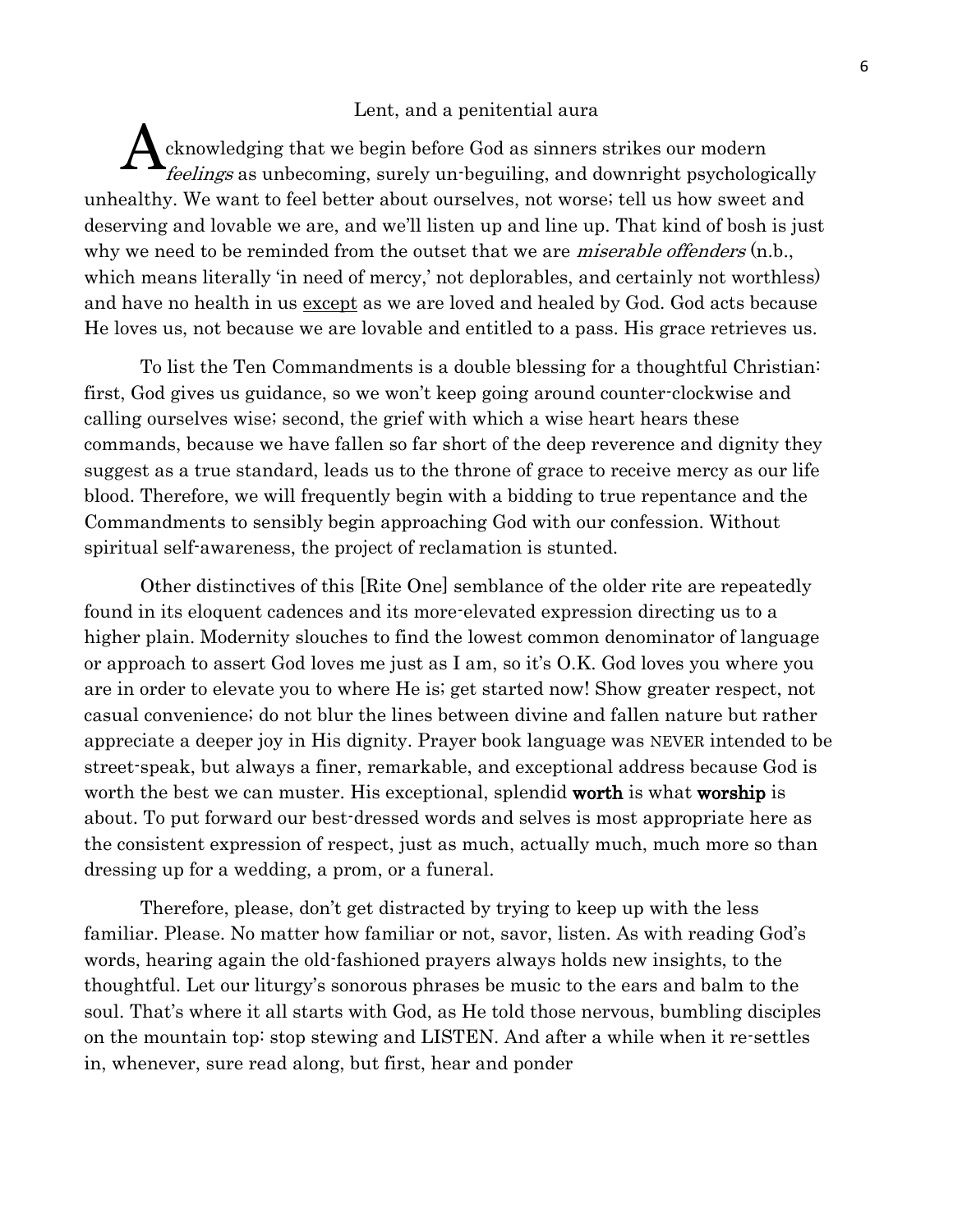## Lent, and a penitential aura

Acknowledging that we begin before God as sinners strikes our modern *feelings* as unbecoming, surely un-beguiling, and downright psychologically unhealthy. We want to feel better about ourselves, not worse; tell us how sweet and deserving and lovable we are, and we'll listen up and line up. That kind of bosh is just why we need to be reminded from the outset that we are *miserable offenders* (n.b., which means literally 'in need of mercy,' not deplorables, and certainly not worthless) and have no health in us <u>except</u> as we are loved and healed by God. God acts because He loves us, not because we are lovable and entitled to a pass. His grace retrieves us.

To list the Ten Commandments is a double blessing for a thoughtful Christian: first, God gives us guidance, so we won't keep going around counter-clockwise and calling ourselves wise; second, the grief with which a wise heart hears these commands, because we have fallen so far short of the deep reverence and dignity they suggest as a true standard, leads us to the throne of grace to receive mercy as our life blood. Therefore, we will frequently begin with a bidding to true repentance and the Commandments to sensibly begin approaching God with our confession. Without spiritual self-awareness, the project of reclamation is stunted.

Other distinctives of this [Rite One] semblance of the older rite are repeatedly found in its eloquent cadences and its more-elevated expression directing us to a higher plain. Modernity slouches to find the lowest common denominator of language or approach to assert God loves me just as I am, so it's O.K. God loves you where you are in order to elevate you to where He is; get started now! Show greater respect, not casual convenience; do not blur the lines between divine and fallen nature but rather appreciate a deeper joy in His dignity. Prayer book language was NEVER intended to be street-speak, but always a finer, remarkable, and exceptional address because God is worth the best we can muster. His exceptional, splendid **worth** is what **worship** is about. To put forward our best-dressed words and selves is most appropriate here as the consistent expression of respect, just as much, actually much, much more so than dressing up for a wedding, a prom, or a funeral.

Therefore, please, don't get distracted by trying to keep up with the less familiar. Please. No matter how familiar or not, savor, listen. As with reading God's words, hearing again the old-fashioned prayers always holds new insights, to the thoughtful. Let our liturgy's sonorous phrases be music to the ears and balm to the soul. That's where it all starts with God, as He told those nervous, bumbling disciples on the mountain top: stop stewing and LISTEN. And after a while when it re-settles in, whenever, sure read along, but first, hear and ponder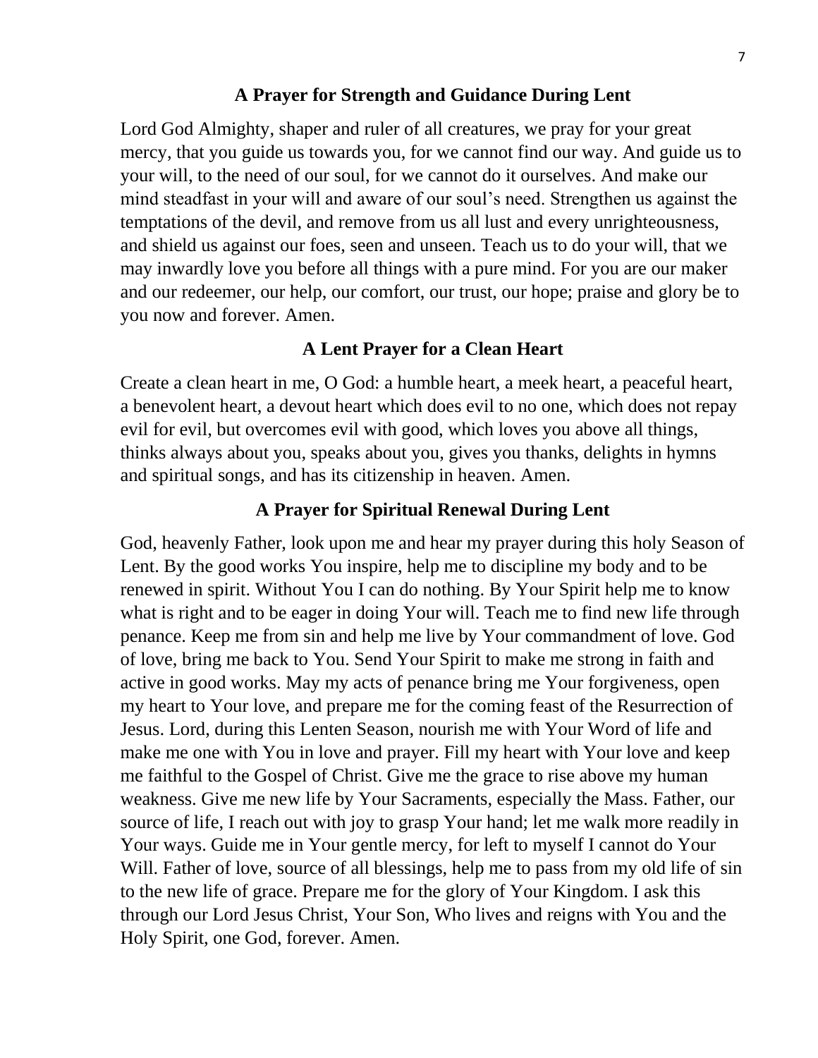### A Prayer for Strength and Guidance During Lent

Lord God Almighty, shaper and ruler of all creatures, we pray for your great mercy, that you guide us towards you, for we cannot find our way. And guide us to your will, to the need of our soul, for we cannot do it ourselves. And make our mind steadfast in your will and aware of our soul's need. Strengthen us against the temptations of the devil, and remove from us all lust and every unrighteousness, and shield us against our foes, seen and unseen. Teach us to do your will, that we may inwardly love you before all things with a pure mind. For you are our maker and our redeemer, our help, our comfort, our trust, our hope; praise and glory be to you now and forever. Amen.

### A Lent Prayer for a Clean Heart

Create a clean heart in me, O God: a humble heart, a meek heart, a peaceful heart, a benevolent heart, a devout heart which does evil to no one, which does not repay evil for evil, but overcomes evil with good, which loves you above all things, thinks always about you, speaks about you, gives you thanks, delights in hymns and spiritual songs, and has its citizenship in heaven. Amen.

### A Prayer for Spiritual Renewal During Lent

God, heavenly Father, look upon me and hear my prayer during this holy Season of Lent. By the good works You inspire, help me to discipline my body and to be renewed in spirit. Without You I can do nothing. By Your Spirit help me to know what is right and to be eager in doing Your will. Teach me to find new life through penance. Keep me from sin and help me live by Your commandment of love. God of love, bring me back to You. Send Your Spirit to make me strong in faith and active in good works. May my acts of penance bring me Your forgiveness, open my heart to Your love, and prepare me for the coming feast of the Resurrection of Jesus. Lord, during this Lenten Season, nourish me with Your Word of life and make me one with You in love and prayer. Fill my heart with Your love and keep me faithful to the Gospel of Christ. Give me the grace to rise above my human weakness. Give me new life by Your Sacraments, especially the Mass. Father, our source of life, I reach out with joy to grasp Your hand; let me walk more readily in Your ways. Guide me in Your gentle mercy, for left to myself I cannot do Your Will. Father of love, source of all blessings, help me to pass from my old life of sin to the new life of grace. Prepare me for the glory of Your Kingdom. I ask this through our Lord Jesus Christ, Your Son, Who lives and reigns with You and the Holy Spirit, one God, forever. Amen.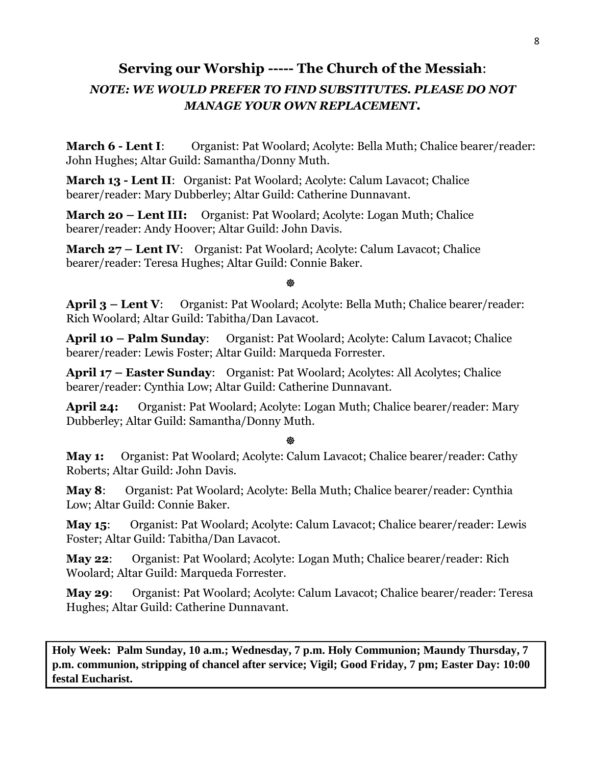## Serving our Worship ----- The Church of the Messiah:

***NOTE: WE WOULD PREFER TO FIND SUBSTITUTES. PLEASE DO NOT MANAGE YOUR OWN REPLACEMENT.***

**March 6 - Lent I**: Organist: Pat Woolard; Acolyte: Bella Muth; Chalice bearer/reader: John Hughes; Altar Guild: Samantha/Donny Muth.

**March 13 - Lent II**: Organist: Pat Woolard; Acolyte: Calum Lavacot; Chalice bearer/reader: Mary Dubberley; Altar Guild: Catherine Dunnavant.

**March 20 – Lent III:** Organist: Pat Woolard; Acolyte: Logan Muth; Chalice bearer/reader: Andy Hoover; Altar Guild: John Davis.

**March 27 – Lent IV**: Organist: Pat Woolard; Acolyte: Calum Lavacot; Chalice bearer/reader: Teresa Hughes; Altar Guild: Connie Baker.

☸

**April 3 – Lent V**: Organist: Pat Woolard; Acolyte: Bella Muth; Chalice bearer/reader: Rich Woolard; Altar Guild: Tabitha/Dan Lavacot.

**April 10 – Palm Sunday**: Organist: Pat Woolard; Acolyte: Calum Lavacot; Chalice bearer/reader: Lewis Foster; Altar Guild: Marqueda Forrester.

**April 17 – Easter Sunday**: Organist: Pat Woolard; Acolytes: All Acolytes; Chalice bearer/reader: Cynthia Low; Altar Guild: Catherine Dunnavant.

**April 24:** Organist: Pat Woolard; Acolyte: Logan Muth; Chalice bearer/reader: Mary Dubberley; Altar Guild: Samantha/Donny Muth.

☸

**May 1:** Organist: Pat Woolard; Acolyte: Calum Lavacot; Chalice bearer/reader: Cathy Roberts; Altar Guild: John Davis.

**May 8**: Organist: Pat Woolard; Acolyte: Bella Muth; Chalice bearer/reader: Cynthia Low; Altar Guild: Connie Baker.

**May 15**: Organist: Pat Woolard; Acolyte: Calum Lavacot; Chalice bearer/reader: Lewis Foster; Altar Guild: Tabitha/Dan Lavacot.

**May 22**: Organist: Pat Woolard; Acolyte: Logan Muth; Chalice bearer/reader: Rich Woolard; Altar Guild: Marqueda Forrester.

**May 29**: Organist: Pat Woolard; Acolyte: Calum Lavacot; Chalice bearer/reader: Teresa Hughes; Altar Guild: Catherine Dunnavant.

**Holy Week: Palm Sunday, 10 a.m.; Wednesday, 7 p.m. Holy Communion; Maundy Thursday, 7 p.m. communion, stripping of chancel after service; Vigil; Good Friday, 7 pm; Easter Day: 10:00 festal Eucharist.**